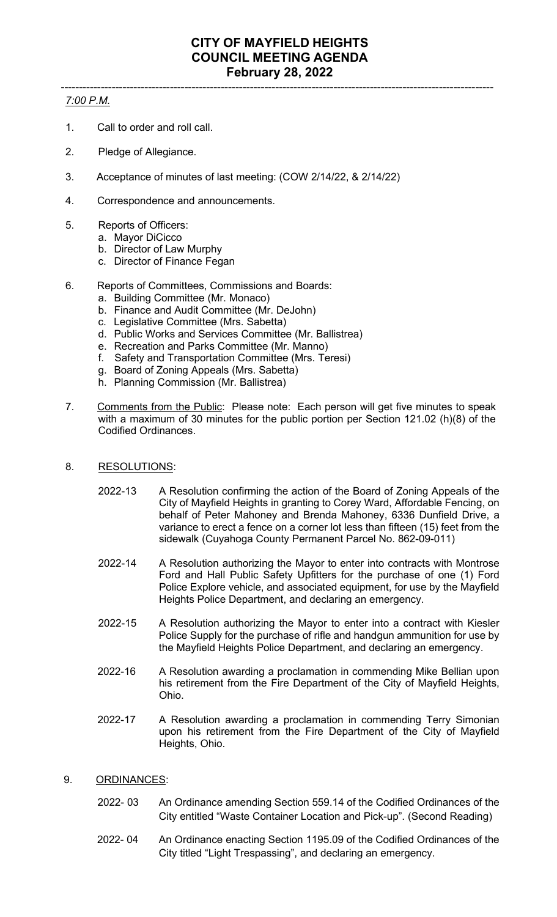# CITY OF MAYFIELD HEIGHTS
# COUNCIL MEETING AGENDA
# February 28, 2022

---

*7:00 P.M.*

1. Call to order and roll call.

2. Pledge of Allegiance.

3. Acceptance of minutes of last meeting: (COW 2/14/22, & 2/14/22)

4. Correspondence and announcements.

5. Reports of Officers:
   a. Mayor DiCicco
   b. Director of Law Murphy
   c. Director of Finance Fegan

6. Reports of Committees, Commissions and Boards:
   a. Building Committee (Mr. Monaco)
   b. Finance and Audit Committee (Mr. DeJohn)
   c. Legislative Committee (Mrs. Sabetta)
   d. Public Works and Services Committee (Mr. Ballistrea)
   e. Recreation and Parks Committee (Mr. Manno)
   f. Safety and Transportation Committee (Mrs. Teresi)
   g. Board of Zoning Appeals (Mrs. Sabetta)
   h. Planning Commission (Mr. Ballistrea)

7. Comments from the Public: Please note: Each person will get five minutes to speak with a maximum of 30 minutes for the public portion per Section 121.02 (h)(8) of the Codified Ordinances.

8. RESOLUTIONS:

   2022-13 A Resolution confirming the action of the Board of Zoning Appeals of the City of Mayfield Heights in granting to Corey Ward, Affordable Fencing, on behalf of Peter Mahoney and Brenda Mahoney, 6336 Dunfield Drive, a variance to erect a fence on a corner lot less than fifteen (15) feet from the sidewalk (Cuyahoga County Permanent Parcel No. 862-09-011)

   2022-14 A Resolution authorizing the Mayor to enter into contracts with Montrose Ford and Hall Public Safety Upfitters for the purchase of one (1) Ford Police Explore vehicle, and associated equipment, for use by the Mayfield Heights Police Department, and declaring an emergency.

   2022-15 A Resolution authorizing the Mayor to enter into a contract with Kiesler Police Supply for the purchase of rifle and handgun ammunition for use by the Mayfield Heights Police Department, and declaring an emergency.

   2022-16 A Resolution awarding a proclamation in commending Mike Bellian upon his retirement from the Fire Department of the City of Mayfield Heights, Ohio.

   2022-17 A Resolution awarding a proclamation in commending Terry Simonian upon his retirement from the Fire Department of the City of Mayfield Heights, Ohio.

9. ORDINANCES:

   2022- 03 An Ordinance amending Section 559.14 of the Codified Ordinances of the City entitled "Waste Container Location and Pick-up". (Second Reading)

   2022- 04 An Ordinance enacting Section 1195.09 of the Codified Ordinances of the City titled "Light Trespassing", and declaring an emergency.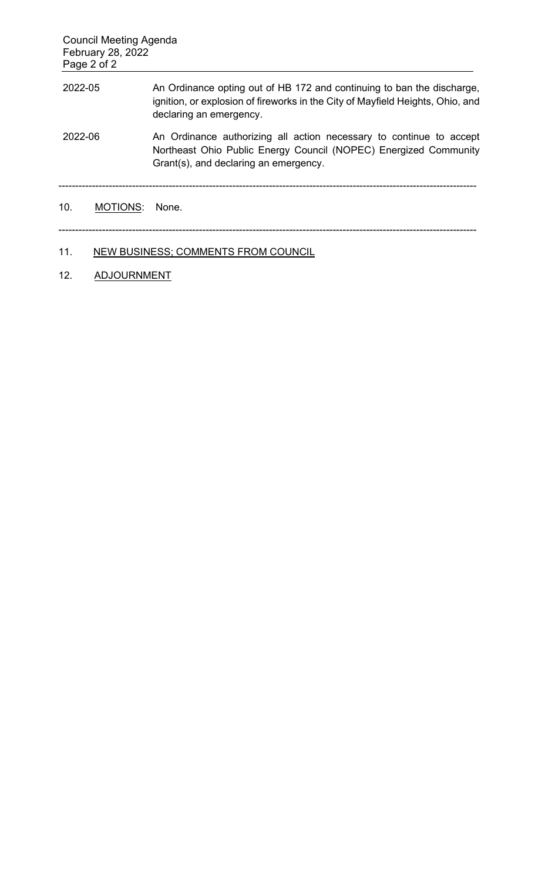| | |
|---|---|
| 2022-05 | An Ordinance opting out of HB 172 and continuing to ban the discharge, ignition, or explosion of fireworks in the City of Mayfield Heights, Ohio, and declaring an emergency. |
| 2022-06 | An Ordinance authorizing all action necessary to continue to accept Northeast Ohio Public Energy Council (NOPEC) Energized Community Grant(s), and declaring an emergency. |

---

10. MOTIONS: None.

---

11. NEW BUSINESS; COMMENTS FROM COUNCIL

12. ADJOURNMENT